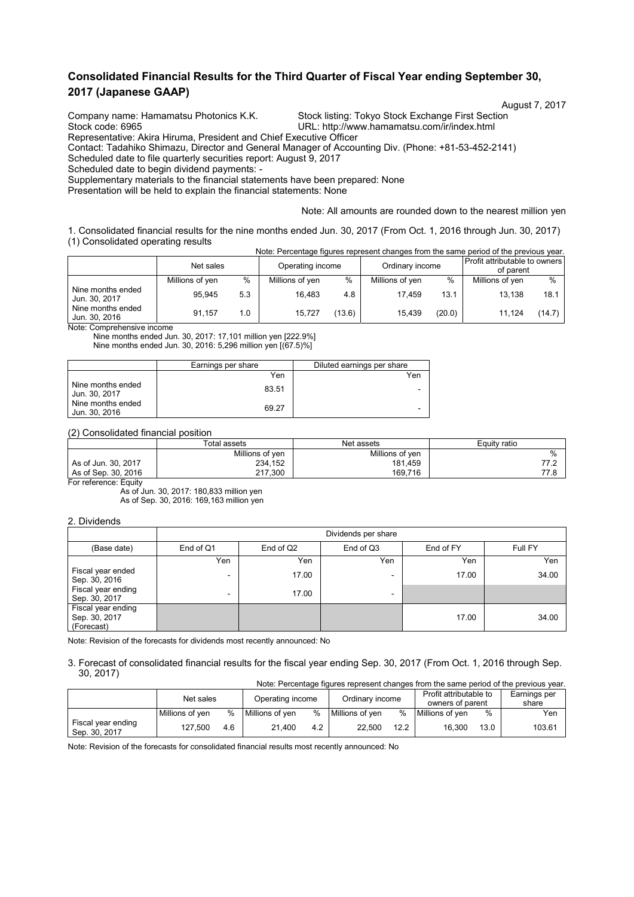# Consolidated Financial Results for the Third Quarter of Fiscal Year ending September 30, 2017 (Japanese GAAP)

August 7, 2017

Company name: Hamamatsu Photonics K.K.　　Stock listing: Tokyo Stock Exchange First Section
Stock code: 6965　　URL: http://www.hamamatsu.com/ir/index.html
Representative: Akira Hiruma, President and Chief Executive Officer
Contact: Tadahiko Shimazu, Director and General Manager of Accounting Div. (Phone: +81-53-452-2141)
Scheduled date to file quarterly securities report: August 9, 2017
Scheduled date to begin dividend payments: -
Supplementary materials to the financial statements have been prepared: None
Presentation will be held to explain the financial statements: None

Note: All amounts are rounded down to the nearest million yen

1. Consolidated financial results for the nine months ended Jun. 30, 2017 (From Oct. 1, 2016 through Jun. 30, 2017)

(1) Consolidated operating results

Note: Percentage figures represent changes from the same period of the previous year.

| | Net sales | | Operating income | | Ordinary income | | Profit attributable to owners of parent | |
|---|---|---|---|---|---|---|---|---|
| | Millions of yen | % | Millions of yen | % | Millions of yen | % | Millions of yen | % |
| Nine months ended Jun. 30, 2017 | 95,945 | 5.3 | 16,483 | 4.8 | 17,459 | 13.1 | 13,138 | 18.1 |
| Nine months ended Jun. 30, 2016 | 91,157 | 1.0 | 15,727 | (13.6) | 15,439 | (20.0) | 11,124 | (14.7) |

Note: Comprehensive income
Nine months ended Jun. 30, 2017: 17,101 million yen [222.9%]
Nine months ended Jun. 30, 2016: 5,296 million yen [(67.5)%]

| | Earnings per share | Diluted earnings per share |
|---|---|---|
| | Yen | Yen |
| Nine months ended Jun. 30, 2017 | 83.51 | - |
| Nine months ended Jun. 30, 2016 | 69.27 | - |

(2) Consolidated financial position

| | Total assets | Net assets | Equity ratio |
|---|---|---|---|
| | Millions of yen | Millions of yen | % |
| As of Jun. 30, 2017 | 234,152 | 181,459 | 77.2 |
| As of Sep. 30, 2016 | 217,300 | 169,716 | 77.8 |

For reference: Equity
As of Jun. 30, 2017: 180,833 million yen
As of Sep. 30, 2016: 169,163 million yen

2. Dividends

| | Dividends per share | | | | |
|---|---|---|---|---|---|
| (Base date) | End of Q1 | End of Q2 | End of Q3 | End of FY | Full FY |
| | Yen | Yen | Yen | Yen | Yen |
| Fiscal year ended Sep. 30, 2016 | - | 17.00 | - | 17.00 | 34.00 |
| Fiscal year ending Sep. 30, 2017 | - | 17.00 | - | | |
| Fiscal year ending Sep. 30, 2017 (Forecast) | | | | 17.00 | 34.00 |

Note: Revision of the forecasts for dividends most recently announced: No

3. Forecast of consolidated financial results for the fiscal year ending Sep. 30, 2017 (From Oct. 1, 2016 through Sep. 30, 2017)

Note: Percentage figures represent changes from the same period of the previous year.

| | Net sales | | Operating income | | Ordinary income | | Profit attributable to owners of parent | | Earnings per share |
|---|---|---|---|---|---|---|---|---|---|
| | Millions of yen | % | Millions of yen | % | Millions of yen | % | Millions of yen | % | Yen |
| Fiscal year ending Sep. 30, 2017 | 127,500 | 4.6 | 21,400 | 4.2 | 22,500 | 12.2 | 16,300 | 13.0 | 103.61 |

Note: Revision of the forecasts for consolidated financial results most recently announced: No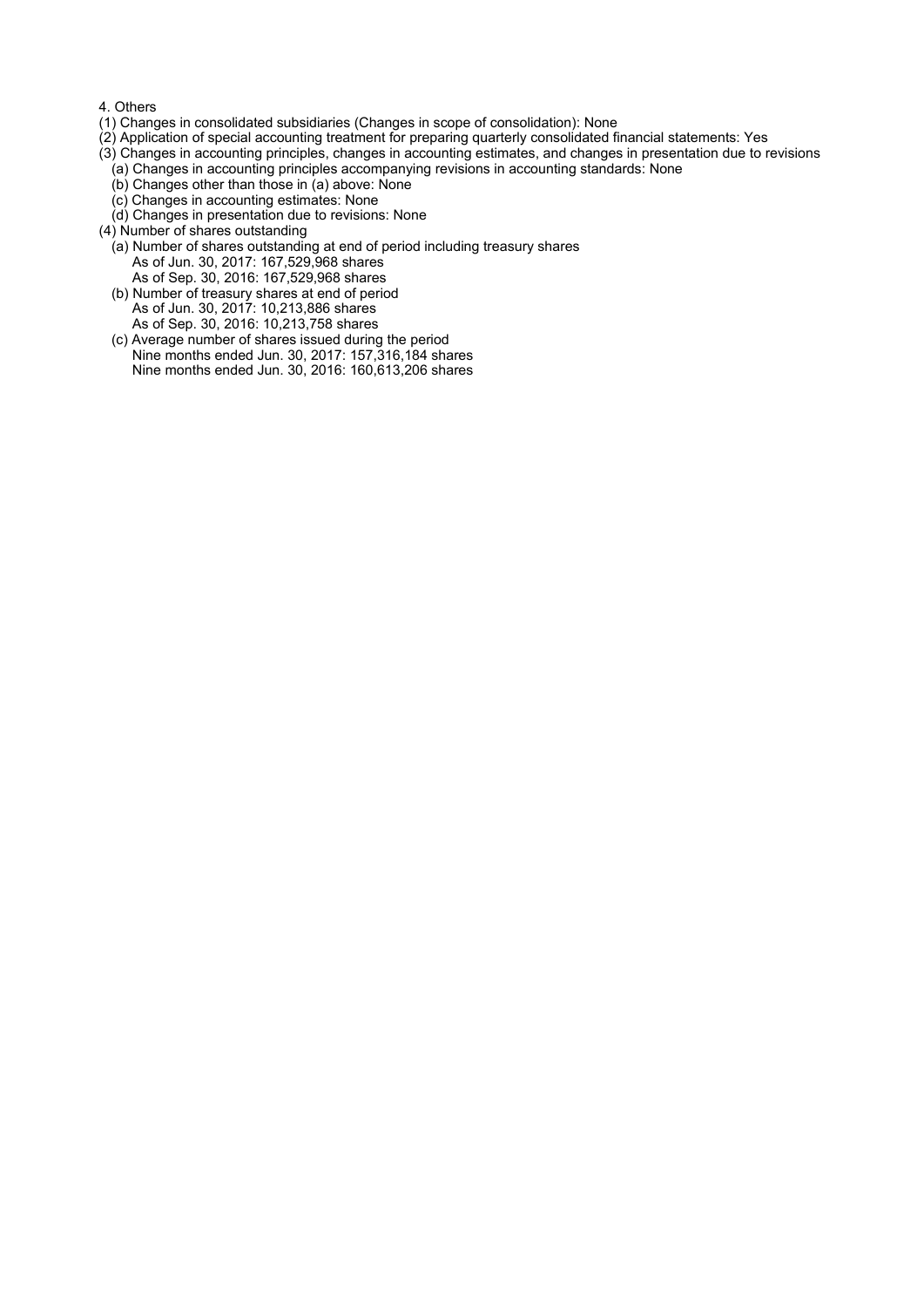4. Others

(1) Changes in consolidated subsidiaries (Changes in scope of consolidation): None

(2) Application of special accounting treatment for preparing quarterly consolidated financial statements: Yes

(3) Changes in accounting principles, changes in accounting estimates, and changes in presentation due to revisions

- (a) Changes in accounting principles accompanying revisions in accounting standards: None
- (b) Changes other than those in (a) above: None
- (c) Changes in accounting estimates: None
- (d) Changes in presentation due to revisions: None

(4) Number of shares outstanding

- (a) Number of shares outstanding at end of period including treasury shares
  - As of Jun. 30, 2017: 167,529,968 shares
  - As of Sep. 30, 2016: 167,529,968 shares
- (b) Number of treasury shares at end of period
  - As of Jun. 30, 2017: 10,213,886 shares
  - As of Sep. 30, 2016: 10,213,758 shares
- (c) Average number of shares issued during the period
  - Nine months ended Jun. 30, 2017: 157,316,184 shares
  - Nine months ended Jun. 30, 2016: 160,613,206 shares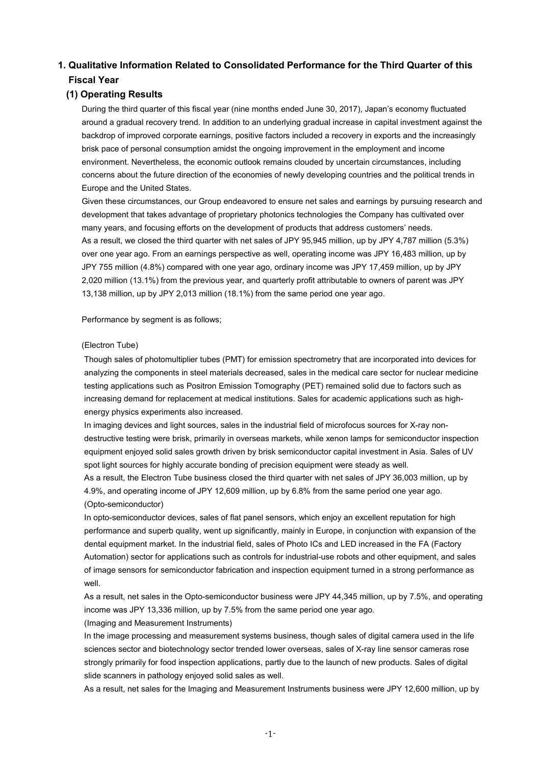## 1. Qualitative Information Related to Consolidated Performance for the Third Quarter of this Fiscal Year

### (1) Operating Results

During the third quarter of this fiscal year (nine months ended June 30, 2017), Japan's economy fluctuated around a gradual recovery trend. In addition to an underlying gradual increase in capital investment against the backdrop of improved corporate earnings, positive factors included a recovery in exports and the increasingly brisk pace of personal consumption amidst the ongoing improvement in the employment and income environment. Nevertheless, the economic outlook remains clouded by uncertain circumstances, including concerns about the future direction of the economies of newly developing countries and the political trends in Europe and the United States.

Given these circumstances, our Group endeavored to ensure net sales and earnings by pursuing research and development that takes advantage of proprietary photonics technologies the Company has cultivated over many years, and focusing efforts on the development of products that address customers' needs.

As a result, we closed the third quarter with net sales of JPY 95,945 million, up by JPY 4,787 million (5.3%) over one year ago. From an earnings perspective as well, operating income was JPY 16,483 million, up by JPY 755 million (4.8%) compared with one year ago, ordinary income was JPY 17,459 million, up by JPY 2,020 million (13.1%) from the previous year, and quarterly profit attributable to owners of parent was JPY 13,138 million, up by JPY 2,013 million (18.1%) from the same period one year ago.

Performance by segment is as follows;

(Electron Tube)

Though sales of photomultiplier tubes (PMT) for emission spectrometry that are incorporated into devices for analyzing the components in steel materials decreased, sales in the medical care sector for nuclear medicine testing applications such as Positron Emission Tomography (PET) remained solid due to factors such as increasing demand for replacement at medical institutions. Sales for academic applications such as high-energy physics experiments also increased.

In imaging devices and light sources, sales in the industrial field of microfocus sources for X-ray non-destructive testing were brisk, primarily in overseas markets, while xenon lamps for semiconductor inspection equipment enjoyed solid sales growth driven by brisk semiconductor capital investment in Asia. Sales of UV spot light sources for highly accurate bonding of precision equipment were steady as well.

As a result, the Electron Tube business closed the third quarter with net sales of JPY 36,003 million, up by 4.9%, and operating income of JPY 12,609 million, up by 6.8% from the same period one year ago.

(Opto-semiconductor)

In opto-semiconductor devices, sales of flat panel sensors, which enjoy an excellent reputation for high performance and superb quality, went up significantly, mainly in Europe, in conjunction with expansion of the dental equipment market. In the industrial field, sales of Photo ICs and LED increased in the FA (Factory Automation) sector for applications such as controls for industrial-use robots and other equipment, and sales of image sensors for semiconductor fabrication and inspection equipment turned in a strong performance as well.

As a result, net sales in the Opto-semiconductor business were JPY 44,345 million, up by 7.5%, and operating income was JPY 13,336 million, up by 7.5% from the same period one year ago.

(Imaging and Measurement Instruments)

In the image processing and measurement systems business, though sales of digital camera used in the life sciences sector and biotechnology sector trended lower overseas, sales of X-ray line sensor cameras rose strongly primarily for food inspection applications, partly due to the launch of new products. Sales of digital slide scanners in pathology enjoyed solid sales as well.

As a result, net sales for the Imaging and Measurement Instruments business were JPY 12,600 million, up by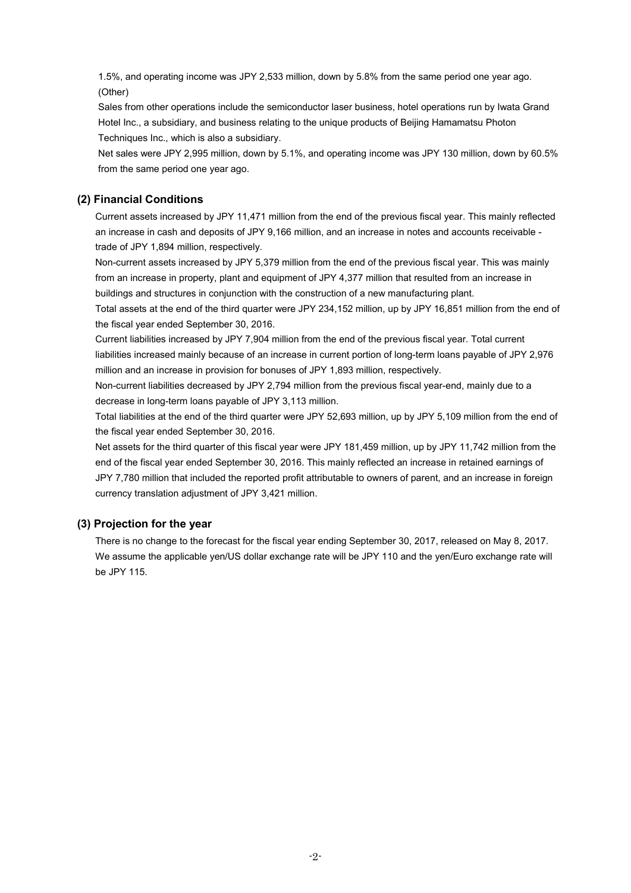1.5%, and operating income was JPY 2,533 million, down by 5.8% from the same period one year ago.

(Other)

Sales from other operations include the semiconductor laser business, hotel operations run by Iwata Grand Hotel Inc., a subsidiary, and business relating to the unique products of Beijing Hamamatsu Photon Techniques Inc., which is also a subsidiary.

Net sales were JPY 2,995 million, down by 5.1%, and operating income was JPY 130 million, down by 60.5% from the same period one year ago.

### (2) Financial Conditions

Current assets increased by JPY 11,471 million from the end of the previous fiscal year. This mainly reflected an increase in cash and deposits of JPY 9,166 million, and an increase in notes and accounts receivable - trade of JPY 1,894 million, respectively.

Non-current assets increased by JPY 5,379 million from the end of the previous fiscal year. This was mainly from an increase in property, plant and equipment of JPY 4,377 million that resulted from an increase in buildings and structures in conjunction with the construction of a new manufacturing plant.

Total assets at the end of the third quarter were JPY 234,152 million, up by JPY 16,851 million from the end of the fiscal year ended September 30, 2016.

Current liabilities increased by JPY 7,904 million from the end of the previous fiscal year. Total current liabilities increased mainly because of an increase in current portion of long-term loans payable of JPY 2,976 million and an increase in provision for bonuses of JPY 1,893 million, respectively.

Non-current liabilities decreased by JPY 2,794 million from the previous fiscal year-end, mainly due to a decrease in long-term loans payable of JPY 3,113 million.

Total liabilities at the end of the third quarter were JPY 52,693 million, up by JPY 5,109 million from the end of the fiscal year ended September 30, 2016.

Net assets for the third quarter of this fiscal year were JPY 181,459 million, up by JPY 11,742 million from the end of the fiscal year ended September 30, 2016. This mainly reflected an increase in retained earnings of JPY 7,780 million that included the reported profit attributable to owners of parent, and an increase in foreign currency translation adjustment of JPY 3,421 million.

### (3) Projection for the year

There is no change to the forecast for the fiscal year ending September 30, 2017, released on May 8, 2017. We assume the applicable yen/US dollar exchange rate will be JPY 110 and the yen/Euro exchange rate will be JPY 115.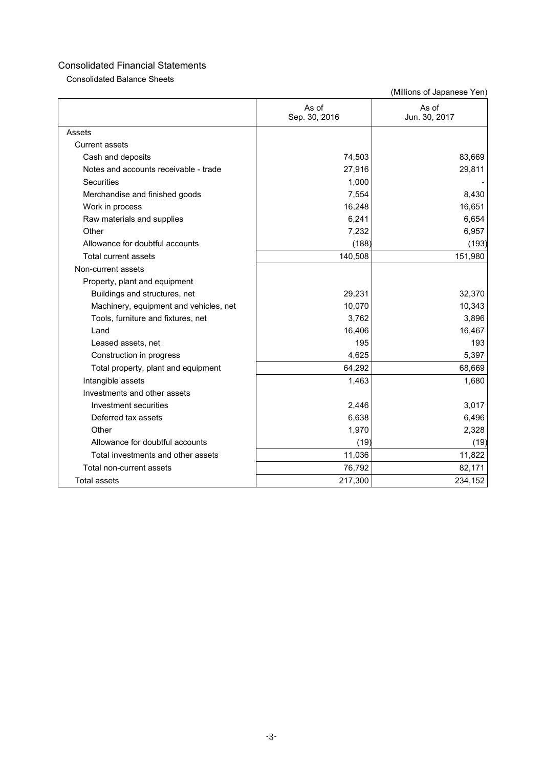## Consolidated Financial Statements

### Consolidated Balance Sheets

(Millions of Japanese Yen)

| | As of Sep. 30, 2016 | As of Jun. 30, 2017 |
|---|---:|---:|
| Assets | | |
| Current assets | | |
| Cash and deposits | 74,503 | 83,669 |
| Notes and accounts receivable - trade | 27,916 | 29,811 |
| Securities | 1,000 | - |
| Merchandise and finished goods | 7,554 | 8,430 |
| Work in process | 16,248 | 16,651 |
| Raw materials and supplies | 6,241 | 6,654 |
| Other | 7,232 | 6,957 |
| Allowance for doubtful accounts | (188) | (193) |
| Total current assets | 140,508 | 151,980 |
| Non-current assets | | |
| Property, plant and equipment | | |
| Buildings and structures, net | 29,231 | 32,370 |
| Machinery, equipment and vehicles, net | 10,070 | 10,343 |
| Tools, furniture and fixtures, net | 3,762 | 3,896 |
| Land | 16,406 | 16,467 |
| Leased assets, net | 195 | 193 |
| Construction in progress | 4,625 | 5,397 |
| Total property, plant and equipment | 64,292 | 68,669 |
| Intangible assets | 1,463 | 1,680 |
| Investments and other assets | | |
| Investment securities | 2,446 | 3,017 |
| Deferred tax assets | 6,638 | 6,496 |
| Other | 1,970 | 2,328 |
| Allowance for doubtful accounts | (19) | (19) |
| Total investments and other assets | 11,036 | 11,822 |
| Total non-current assets | 76,792 | 82,171 |
| Total assets | 217,300 | 234,152 |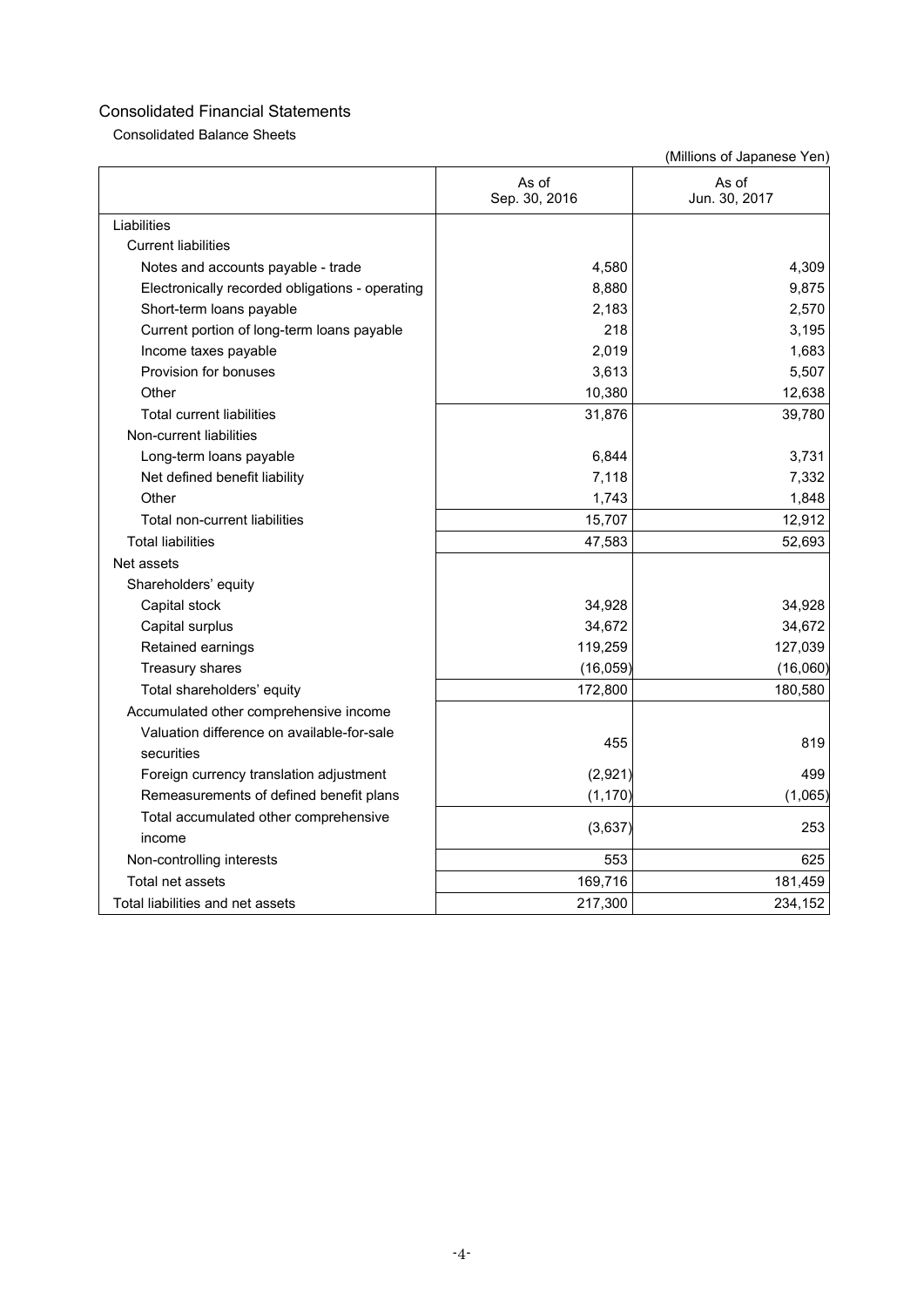## Consolidated Financial Statements

### Consolidated Balance Sheets

(Millions of Japanese Yen)

| | As of Sep. 30, 2016 | As of Jun. 30, 2017 |
|---|---|---|
| Liabilities | | |
| Current liabilities | | |
| Notes and accounts payable - trade | 4,580 | 4,309 |
| Electronically recorded obligations - operating | 8,880 | 9,875 |
| Short-term loans payable | 2,183 | 2,570 |
| Current portion of long-term loans payable | 218 | 3,195 |
| Income taxes payable | 2,019 | 1,683 |
| Provision for bonuses | 3,613 | 5,507 |
| Other | 10,380 | 12,638 |
| Total current liabilities | 31,876 | 39,780 |
| Non-current liabilities | | |
| Long-term loans payable | 6,844 | 3,731 |
| Net defined benefit liability | 7,118 | 7,332 |
| Other | 1,743 | 1,848 |
| Total non-current liabilities | 15,707 | 12,912 |
| Total liabilities | 47,583 | 52,693 |
| Net assets | | |
| Shareholders' equity | | |
| Capital stock | 34,928 | 34,928 |
| Capital surplus | 34,672 | 34,672 |
| Retained earnings | 119,259 | 127,039 |
| Treasury shares | (16,059) | (16,060) |
| Total shareholders' equity | 172,800 | 180,580 |
| Accumulated other comprehensive income | | |
| Valuation difference on available-for-sale securities | 455 | 819 |
| Foreign currency translation adjustment | (2,921) | 499 |
| Remeasurements of defined benefit plans | (1,170) | (1,065) |
| Total accumulated other comprehensive income | (3,637) | 253 |
| Non-controlling interests | 553 | 625 |
| Total net assets | 169,716 | 181,459 |
| Total liabilities and net assets | 217,300 | 234,152 |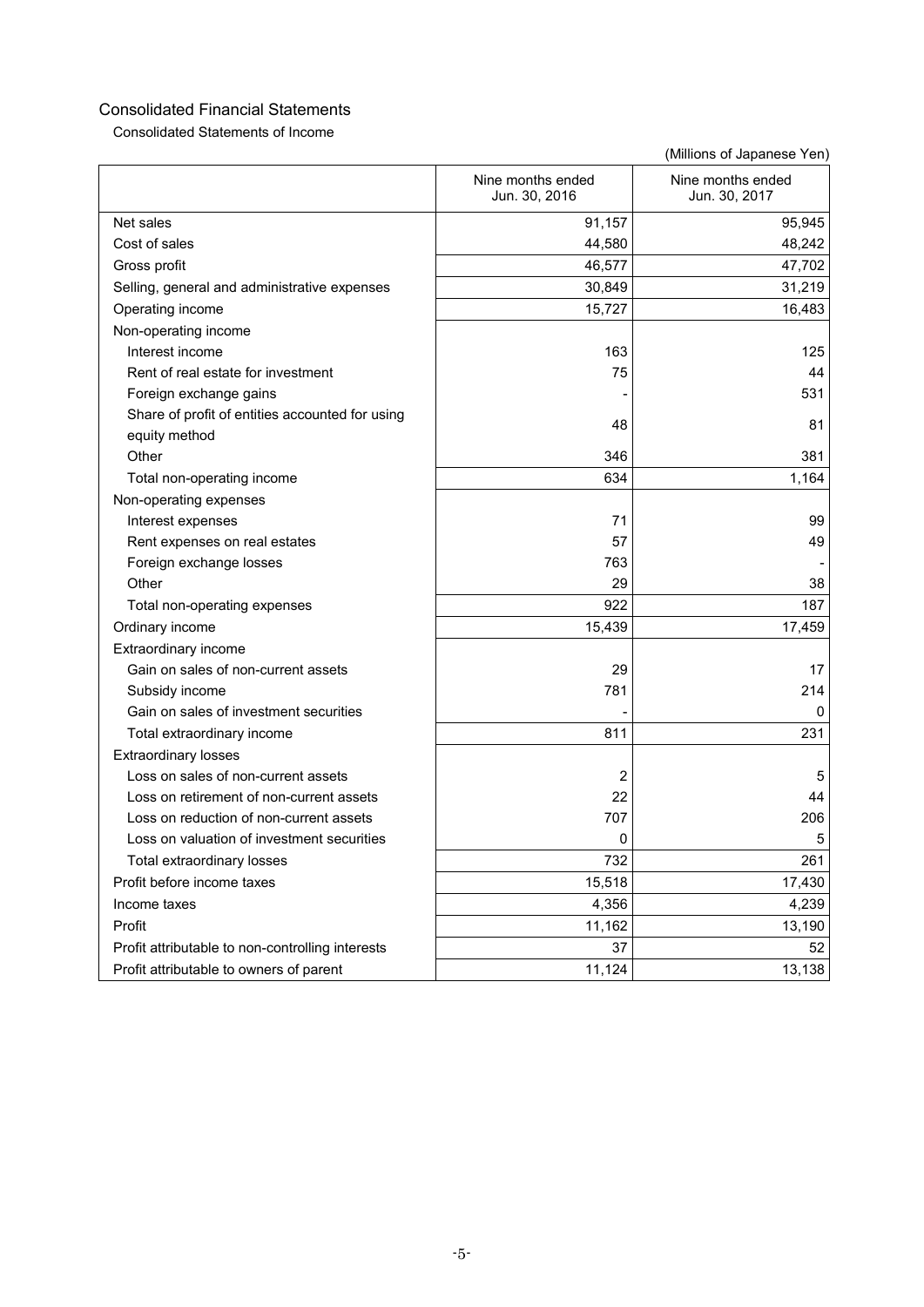# Consolidated Financial Statements

## Consolidated Statements of Income

(Millions of Japanese Yen)

| | Nine months ended Jun. 30, 2016 | Nine months ended Jun. 30, 2017 |
|---|---|---|
| Net sales | 91,157 | 95,945 |
| Cost of sales | 44,580 | 48,242 |
| Gross profit | 46,577 | 47,702 |
| Selling, general and administrative expenses | 30,849 | 31,219 |
| Operating income | 15,727 | 16,483 |
| Non-operating income | | |
| Interest income | 163 | 125 |
| Rent of real estate for investment | 75 | 44 |
| Foreign exchange gains | - | 531 |
| Share of profit of entities accounted for using equity method | 48 | 81 |
| Other | 346 | 381 |
| Total non-operating income | 634 | 1,164 |
| Non-operating expenses | | |
| Interest expenses | 71 | 99 |
| Rent expenses on real estates | 57 | 49 |
| Foreign exchange losses | 763 | - |
| Other | 29 | 38 |
| Total non-operating expenses | 922 | 187 |
| Ordinary income | 15,439 | 17,459 |
| Extraordinary income | | |
| Gain on sales of non-current assets | 29 | 17 |
| Subsidy income | 781 | 214 |
| Gain on sales of investment securities | - | 0 |
| Total extraordinary income | 811 | 231 |
| Extraordinary losses | | |
| Loss on sales of non-current assets | 2 | 5 |
| Loss on retirement of non-current assets | 22 | 44 |
| Loss on reduction of non-current assets | 707 | 206 |
| Loss on valuation of investment securities | 0 | 5 |
| Total extraordinary losses | 732 | 261 |
| Profit before income taxes | 15,518 | 17,430 |
| Income taxes | 4,356 | 4,239 |
| Profit | 11,162 | 13,190 |
| Profit attributable to non-controlling interests | 37 | 52 |
| Profit attributable to owners of parent | 11,124 | 13,138 |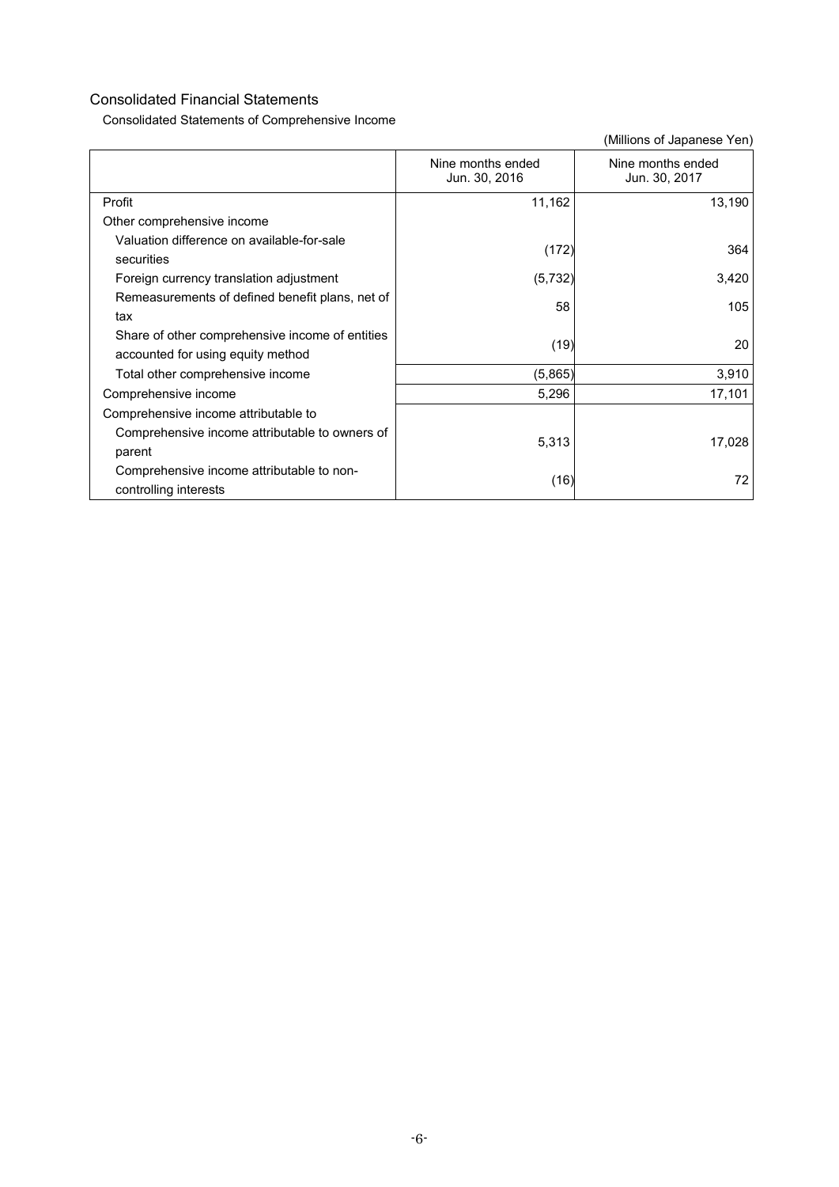## Consolidated Financial Statements

### Consolidated Statements of Comprehensive Income

(Millions of Japanese Yen)

| | Nine months ended Jun. 30, 2016 | Nine months ended Jun. 30, 2017 |
|---|---|---|
| Profit | 11,162 | 13,190 |
| Other comprehensive income | | |
| Valuation difference on available-for-sale securities | (172) | 364 |
| Foreign currency translation adjustment | (5,732) | 3,420 |
| Remeasurements of defined benefit plans, net of tax | 58 | 105 |
| Share of other comprehensive income of entities accounted for using equity method | (19) | 20 |
| Total other comprehensive income | (5,865) | 3,910 |
| Comprehensive income | 5,296 | 17,101 |
| Comprehensive income attributable to | | |
| Comprehensive income attributable to owners of parent | 5,313 | 17,028 |
| Comprehensive income attributable to non-controlling interests | (16) | 72 |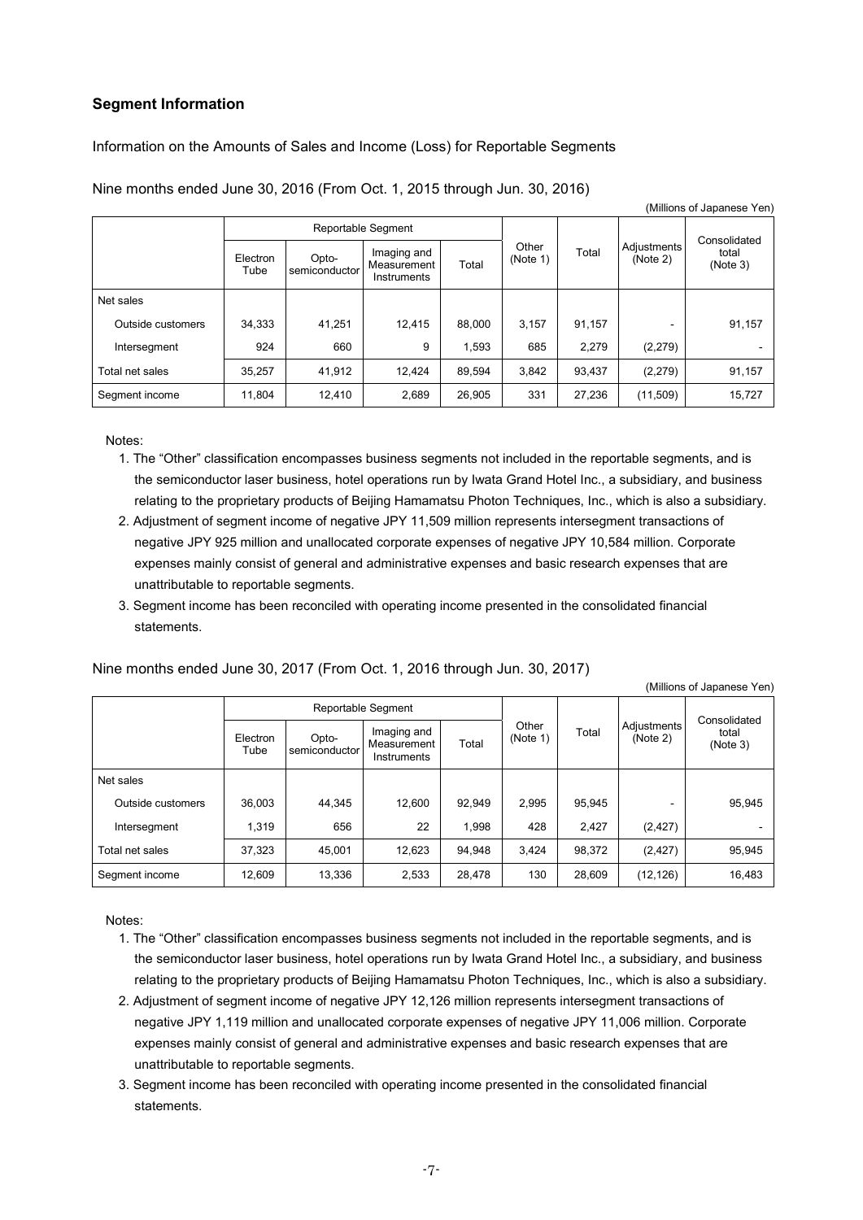## Segment Information

Information on the Amounts of Sales and Income (Loss) for Reportable Segments

Nine months ended June 30, 2016 (From Oct. 1, 2015 through Jun. 30, 2016)

(Millions of Japanese Yen)

| | Reportable Segment | | | | Other (Note 1) | Total | Adjustments (Note 2) | Consolidated total (Note 3) |
|---|---|---|---|---|---|---|---|---|
| | Electron Tube | Opto-semiconductor | Imaging and Measurement Instruments | Total | | | | |
| Net sales | | | | | | | | |
| Outside customers | 34,333 | 41,251 | 12,415 | 88,000 | 3,157 | 91,157 | - | 91,157 |
| Intersegment | 924 | 660 | 9 | 1,593 | 685 | 2,279 | (2,279) | - |
| Total net sales | 35,257 | 41,912 | 12,424 | 89,594 | 3,842 | 93,437 | (2,279) | 91,157 |
| Segment income | 11,804 | 12,410 | 2,689 | 26,905 | 331 | 27,236 | (11,509) | 15,727 |

Notes:

1. The "Other" classification encompasses business segments not included in the reportable segments, and is the semiconductor laser business, hotel operations run by Iwata Grand Hotel Inc., a subsidiary, and business relating to the proprietary products of Beijing Hamamatsu Photon Techniques, Inc., which is also a subsidiary.
2. Adjustment of segment income of negative JPY 11,509 million represents intersegment transactions of negative JPY 925 million and unallocated corporate expenses of negative JPY 10,584 million. Corporate expenses mainly consist of general and administrative expenses and basic research expenses that are unattributable to reportable segments.
3. Segment income has been reconciled with operating income presented in the consolidated financial statements.

Nine months ended June 30, 2017 (From Oct. 1, 2016 through Jun. 30, 2017)

(Millions of Japanese Yen)

| | Reportable Segment | | | | Other (Note 1) | Total | Adjustments (Note 2) | Consolidated total (Note 3) |
|---|---|---|---|---|---|---|---|---|
| | Electron Tube | Opto-semiconductor | Imaging and Measurement Instruments | Total | | | | |
| Net sales | | | | | | | | |
| Outside customers | 36,003 | 44,345 | 12,600 | 92,949 | 2,995 | 95,945 | - | 95,945 |
| Intersegment | 1,319 | 656 | 22 | 1,998 | 428 | 2,427 | (2,427) | - |
| Total net sales | 37,323 | 45,001 | 12,623 | 94,948 | 3,424 | 98,372 | (2,427) | 95,945 |
| Segment income | 12,609 | 13,336 | 2,533 | 28,478 | 130 | 28,609 | (12,126) | 16,483 |

Notes:

1. The "Other" classification encompasses business segments not included in the reportable segments, and is the semiconductor laser business, hotel operations run by Iwata Grand Hotel Inc., a subsidiary, and business relating to the proprietary products of Beijing Hamamatsu Photon Techniques, Inc., which is also a subsidiary.
2. Adjustment of segment income of negative JPY 12,126 million represents intersegment transactions of negative JPY 1,119 million and unallocated corporate expenses of negative JPY 11,006 million. Corporate expenses mainly consist of general and administrative expenses and basic research expenses that are unattributable to reportable segments.
3. Segment income has been reconciled with operating income presented in the consolidated financial statements.